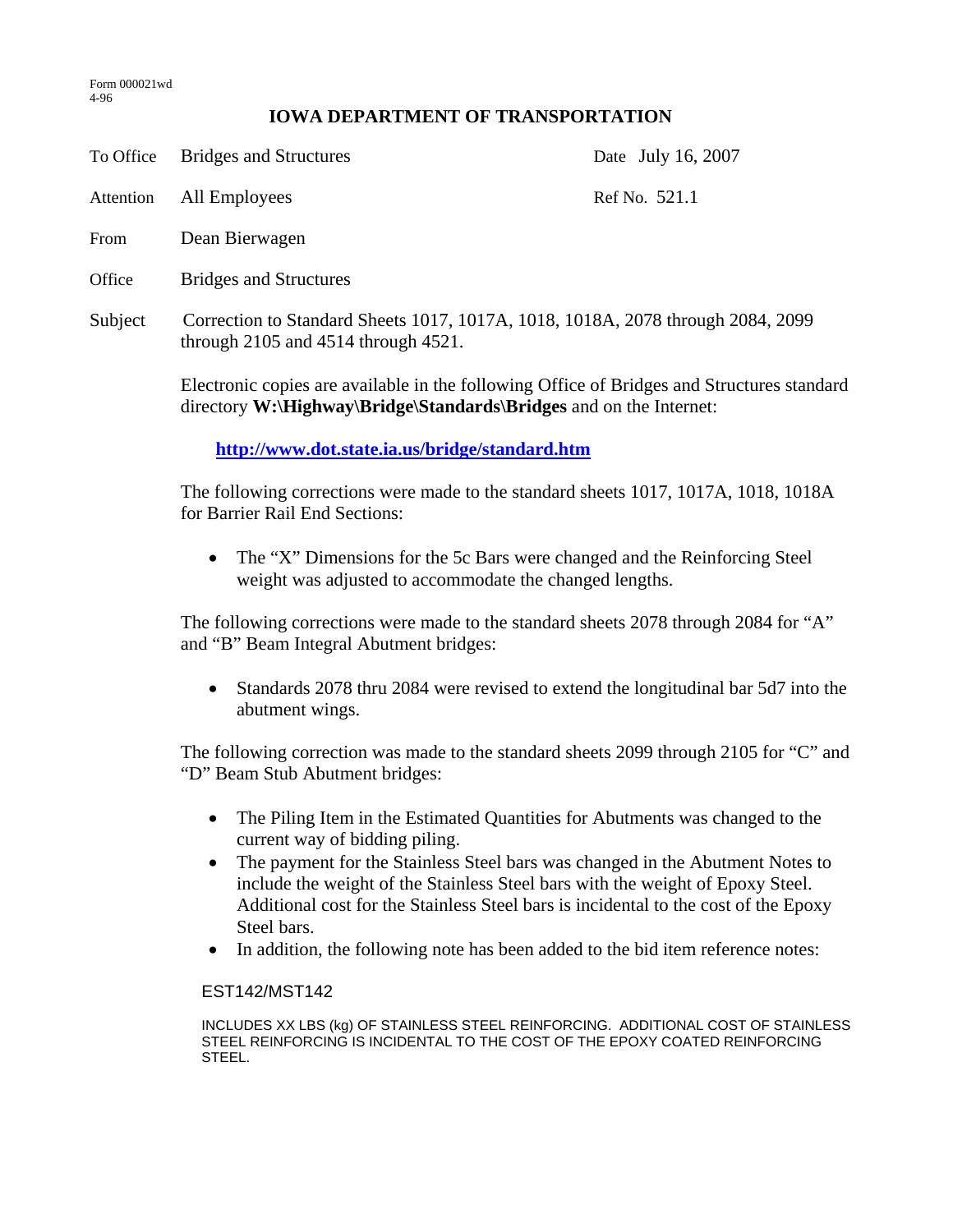Form 000021wd
4-96

# IOWA DEPARTMENT OF TRANSPORTATION

| | | | |
|---|---|---|---|
| To Office | Bridges and Structures | Date | July 16, 2007 |
| Attention | All Employees | Ref No. | 521.1 |
| From | Dean Bierwagen | | |
| Office | Bridges and Structures | | |

Subject Correction to Standard Sheets 1017, 1017A, 1018, 1018A, 2078 through 2084, 2099 through 2105 and 4514 through 4521.

Electronic copies are available in the following Office of Bridges and Structures standard directory **W:\Highway\Bridge\Standards\Bridges** and on the Internet:

**http://www.dot.state.ia.us/bridge/standard.htm**

The following corrections were made to the standard sheets 1017, 1017A, 1018, 1018A for Barrier Rail End Sections:

- The "X" Dimensions for the 5c Bars were changed and the Reinforcing Steel weight was adjusted to accommodate the changed lengths.

The following corrections were made to the standard sheets 2078 through 2084 for "A" and "B" Beam Integral Abutment bridges:

- Standards 2078 thru 2084 were revised to extend the longitudinal bar 5d7 into the abutment wings.

The following correction was made to the standard sheets 2099 through 2105 for "C" and "D" Beam Stub Abutment bridges:

- The Piling Item in the Estimated Quantities for Abutments was changed to the current way of bidding piling.
- The payment for the Stainless Steel bars was changed in the Abutment Notes to include the weight of the Stainless Steel bars with the weight of Epoxy Steel. Additional cost for the Stainless Steel bars is incidental to the cost of the Epoxy Steel bars.
- In addition, the following note has been added to the bid item reference notes:

EST142/MST142

INCLUDES XX LBS (kg) OF STAINLESS STEEL REINFORCING. ADDITIONAL COST OF STAINLESS STEEL REINFORCING IS INCIDENTAL TO THE COST OF THE EPOXY COATED REINFORCING STEEL.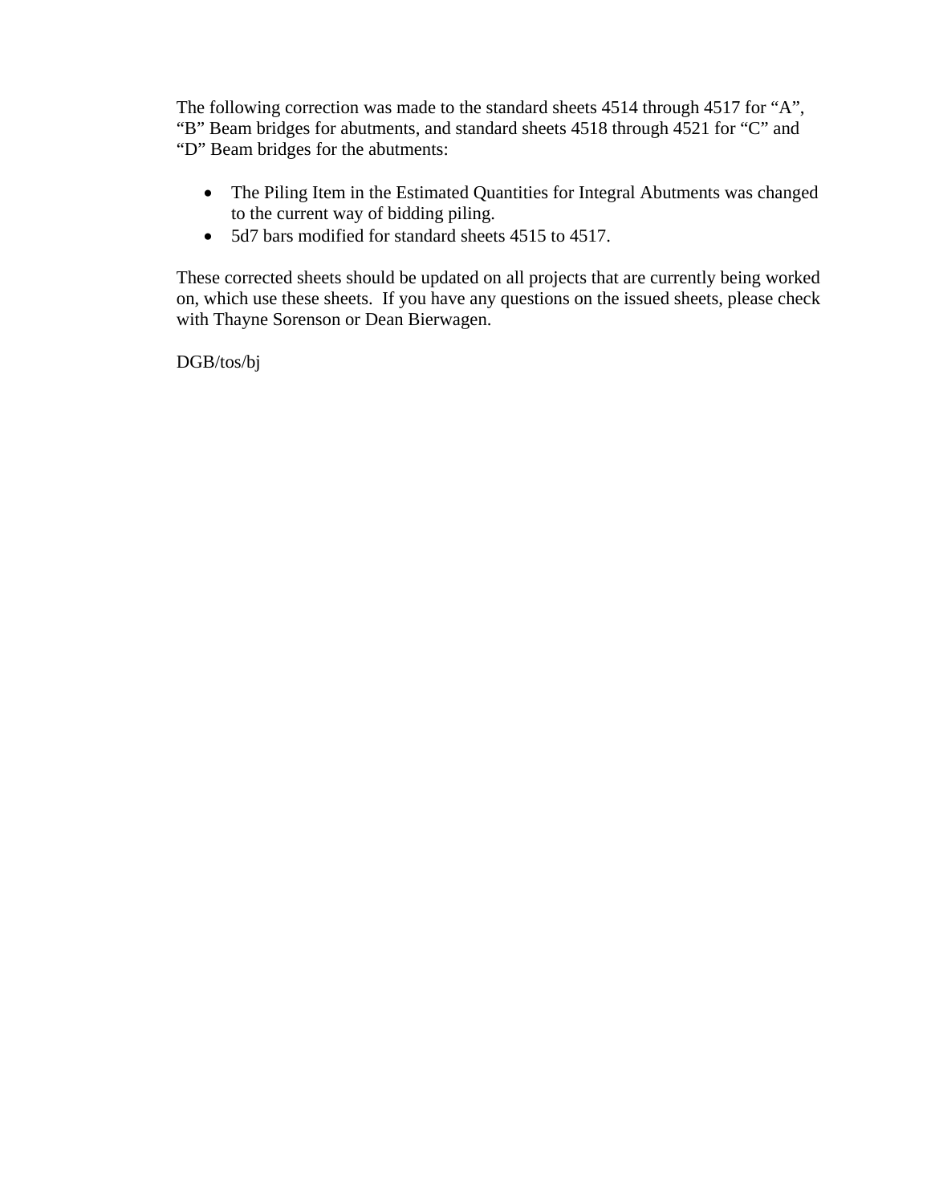The following correction was made to the standard sheets 4514 through 4517 for “A”, “B” Beam bridges for abutments, and standard sheets 4518 through 4521 for “C” and “D” Beam bridges for the abutments:

- The Piling Item in the Estimated Quantities for Integral Abutments was changed to the current way of bidding piling.
- 5d7 bars modified for standard sheets 4515 to 4517.

These corrected sheets should be updated on all projects that are currently being worked on, which use these sheets. If you have any questions on the issued sheets, please check with Thayne Sorenson or Dean Bierwagen.

DGB/tos/bj